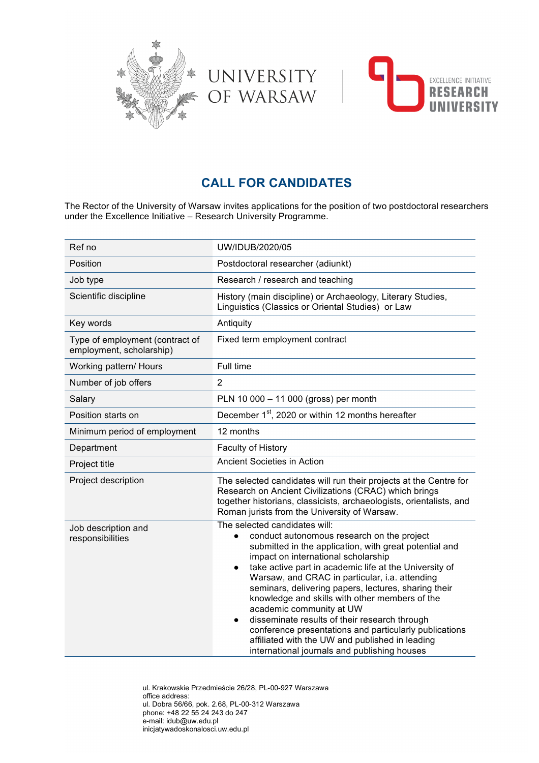UNIVERSITY OF WARSAW

EXCELLENCE INITIATIVE RESEARCH UNIVERSITY

## CALL FOR CANDIDATES

The Rector of the University of Warsaw invites applications for the position of two postdoctoral researchers under the Excellence Initiative – Research University Programme.

| | |
|---|---|
| Ref no | UW/IDUB/2020/05 |
| Position | Postdoctoral researcher (adiunkt) |
| Job type | Research / research and teaching |
| Scientific discipline | History (main discipline) or Archaeology, Literary Studies, Linguistics (Classics or Oriental Studies) or Law |
| Key words | Antiquity |
| Type of employment (contract of employment, scholarship) | Fixed term employment contract |
| Working pattern/ Hours | Full time |
| Number of job offers | 2 |
| Salary | PLN 10 000 – 11 000 (gross) per month |
| Position starts on | December 1st, 2020 or within 12 months hereafter |
| Minimum period of employment | 12 months |
| Department | Faculty of History |
| Project title | Ancient Societies in Action |
| Project description | The selected candidates will run their projects at the Centre for Research on Ancient Civilizations (CRAC) which brings together historians, classicists, archaeologists, orientalists, and Roman jurists from the University of Warsaw. |
| Job description and responsibilities | The selected candidates will:<br>● conduct autonomous research on the project submitted in the application, with great potential and impact on international scholarship<br>● take active part in academic life at the University of Warsaw, and CRAC in particular, i.a. attending seminars, delivering papers, lectures, sharing their knowledge and skills with other members of the academic community at UW<br>● disseminate results of their research through conference presentations and particularly publications affiliated with the UW and published in leading international journals and publishing houses |

ul. Krakowskie Przedmieście 26/28, PL-00-927 Warszawa
office address:
ul. Dobra 56/66, pok. 2.68, PL-00-312 Warszawa
phone: +48 22 55 24 243 do 247
e-mail: idub@uw.edu.pl
inicjatywadoskonalosci.uw.edu.pl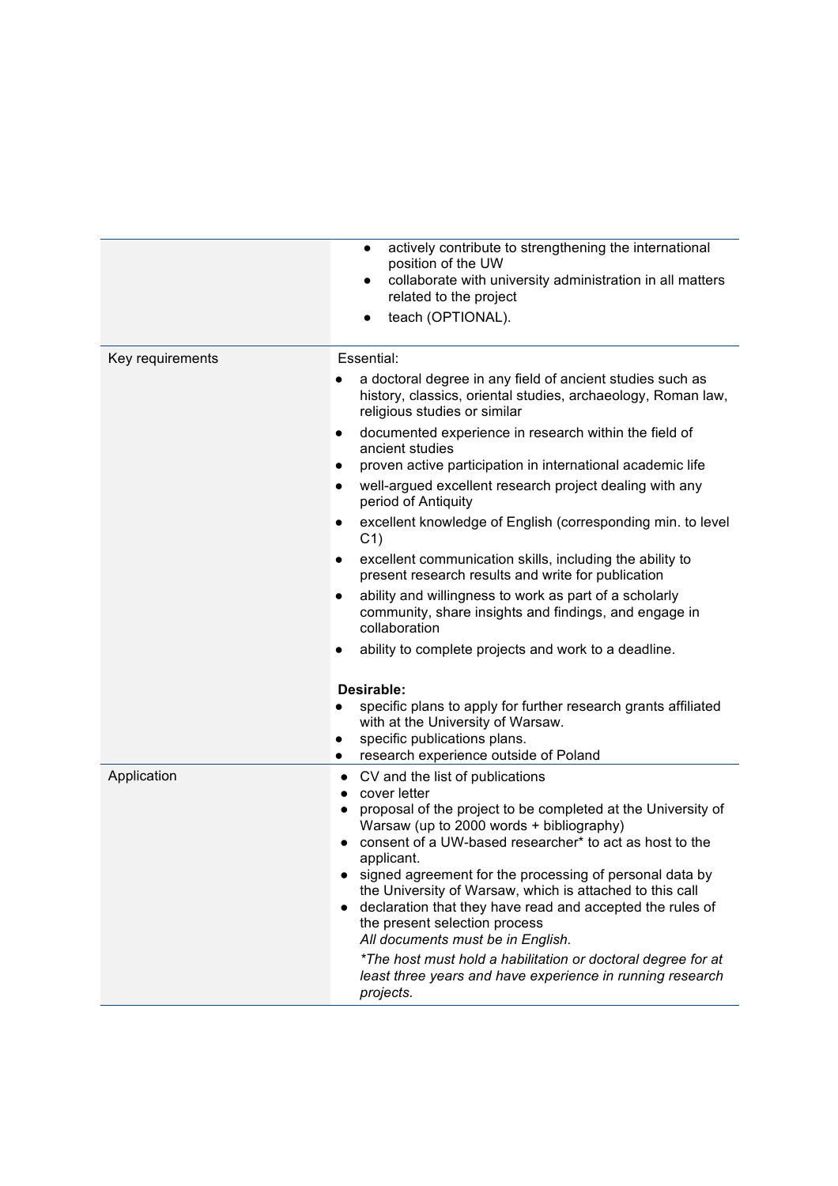| | |
|---|---|
| | • actively contribute to strengthening the international position of the UW<br>• collaborate with university administration in all matters related to the project<br>• teach (OPTIONAL). |
| Key requirements | Essential:<br>• a doctoral degree in any field of ancient studies such as history, classics, oriental studies, archaeology, Roman law, religious studies or similar<br>• documented experience in research within the field of ancient studies<br>• proven active participation in international academic life<br>• well-argued excellent research project dealing with any period of Antiquity<br>• excellent knowledge of English (corresponding min. to level C1)<br>• excellent communication skills, including the ability to present research results and write for publication<br>• ability and willingness to work as part of a scholarly community, share insights and findings, and engage in collaboration<br>• ability to complete projects and work to a deadline.<br><br>**Desirable:**<br>• specific plans to apply for further research grants affiliated with at the University of Warsaw.<br>• specific publications plans.<br>• research experience outside of Poland |
| Application | • CV and the list of publications<br>• cover letter<br>• proposal of the project to be completed at the University of Warsaw (up to 2000 words + bibliography)<br>• consent of a UW-based researcher* to act as host to the applicant.<br>• signed agreement for the processing of personal data by the University of Warsaw, which is attached to this call<br>• declaration that they have read and accepted the rules of the present selection process<br>*All documents must be in English.*<br>*\*The host must hold a habilitation or doctoral degree for at least three years and have experience in running research projects.* |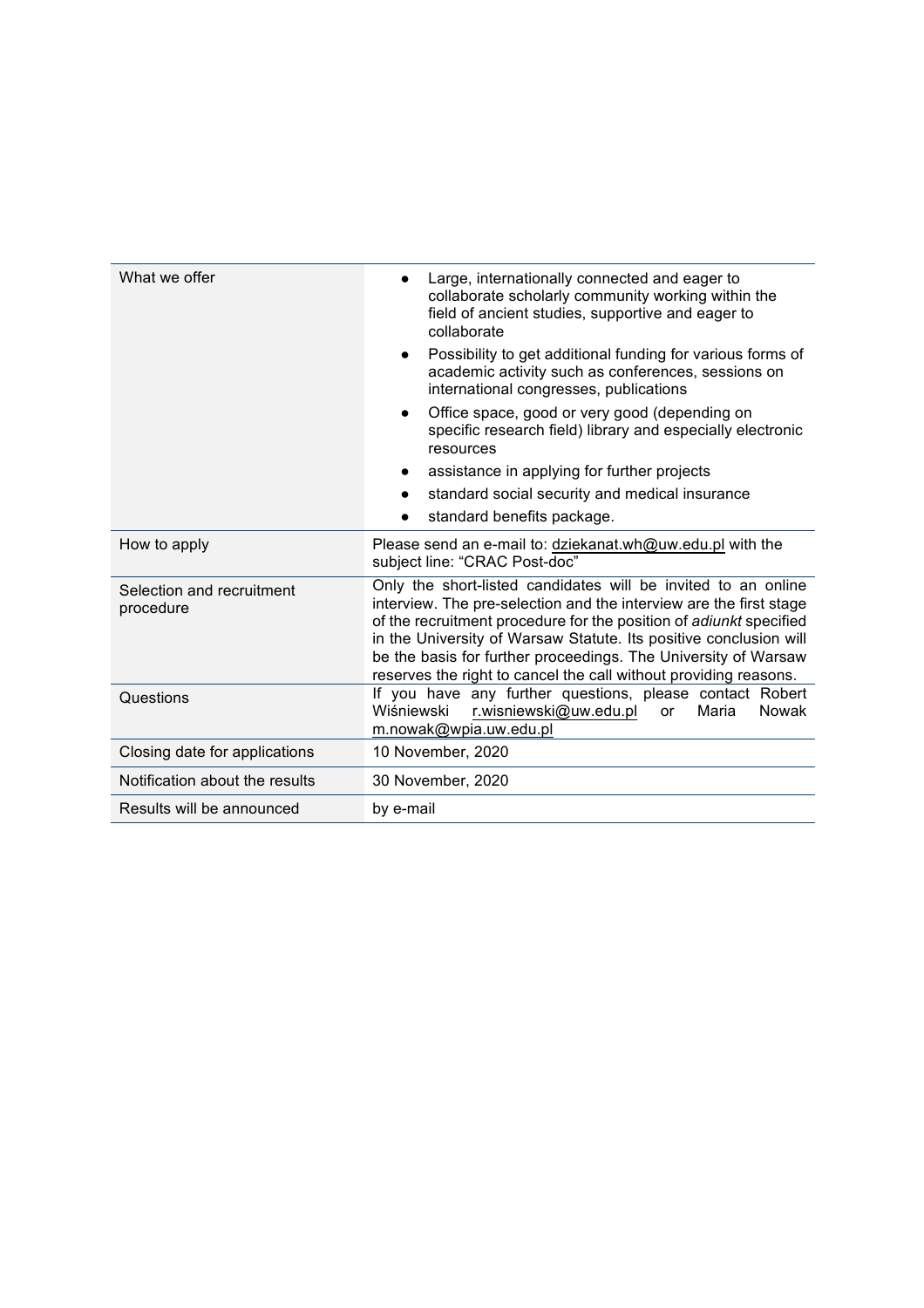| | |
|---|---|
| What we offer | • Large, internationally connected and eager to collaborate scholarly community working within the field of ancient studies, supportive and eager to collaborate<br>• Possibility to get additional funding for various forms of academic activity such as conferences, sessions on international congresses, publications<br>• Office space, good or very good (depending on specific research field) library and especially electronic resources<br>• assistance in applying for further projects<br>• standard social security and medical insurance<br>• standard benefits package. |
| How to apply | Please send an e-mail to: dziekanat.wh@uw.edu.pl with the subject line: "CRAC Post-doc" |
| Selection and recruitment procedure | Only the short-listed candidates will be invited to an online interview. The pre-selection and the interview are the first stage of the recruitment procedure for the position of *adiunkt* specified in the University of Warsaw Statute. Its positive conclusion will be the basis for further proceedings. The University of Warsaw reserves the right to cancel the call without providing reasons. |
| Questions | If you have any further questions, please contact Robert Wiśniewski r.wisniewski@uw.edu.pl or Maria Nowak m.nowak@wpia.uw.edu.pl |
| Closing date for applications | 10 November, 2020 |
| Notification about the results | 30 November, 2020 |
| Results will be announced | by e-mail |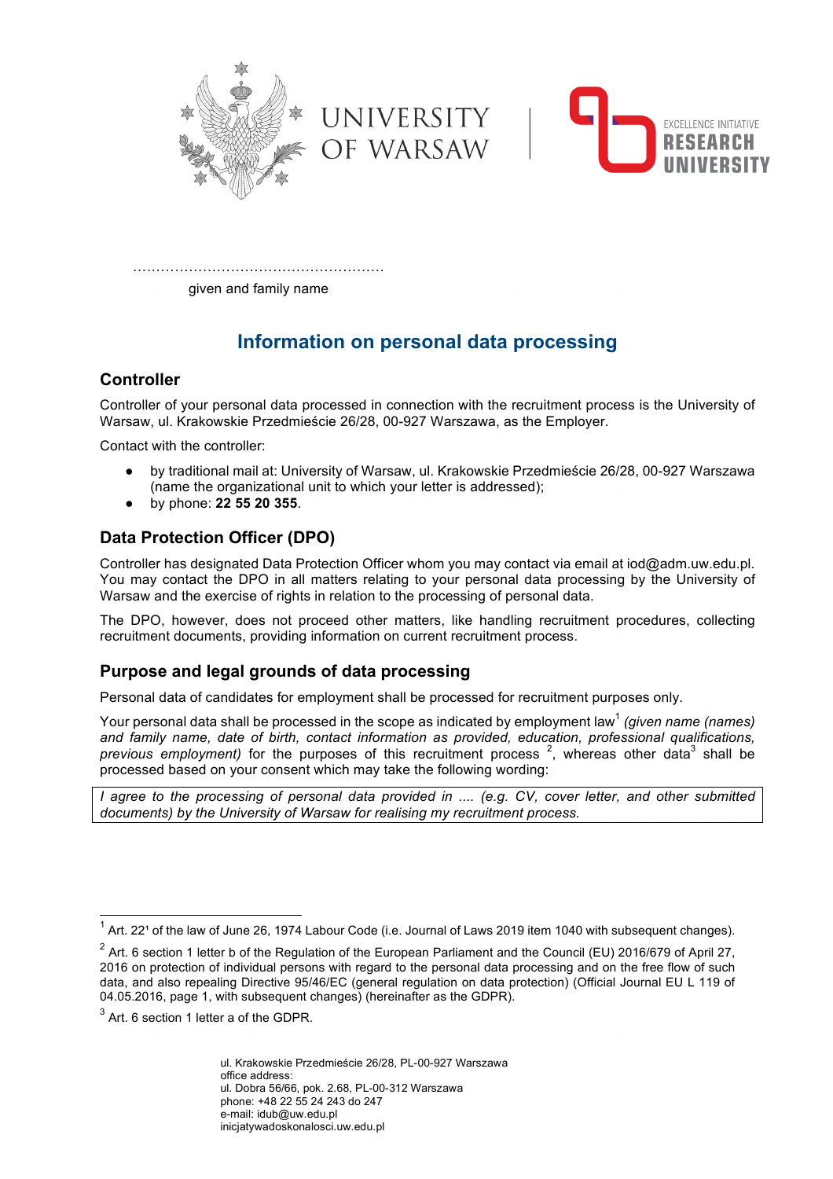……………………………………………

given and family name

# Information on personal data processing

## Controller

Controller of your personal data processed in connection with the recruitment process is the University of Warsaw, ul. Krakowskie Przedmieście 26/28, 00-927 Warszawa, as the Employer.

Contact with the controller:

- by traditional mail at: University of Warsaw, ul. Krakowskie Przedmieście 26/28, 00-927 Warszawa (name the organizational unit to which your letter is addressed);
- by phone: **22 55 20 355**.

## Data Protection Officer (DPO)

Controller has designated Data Protection Officer whom you may contact via email at iod@adm.uw.edu.pl. You may contact the DPO in all matters relating to your personal data processing by the University of Warsaw and the exercise of rights in relation to the processing of personal data.

The DPO, however, does not proceed other matters, like handling recruitment procedures, collecting recruitment documents, providing information on current recruitment process.

## Purpose and legal grounds of data processing

Personal data of candidates for employment shall be processed for recruitment purposes only.

Your personal data shall be processed in the scope as indicated by employment law[1] *(given name (names) and family name, date of birth, contact information as provided, education, professional qualifications, previous employment)* for the purposes of this recruitment process [2], whereas other data[3] shall be processed based on your consent which may take the following wording:

*I agree to the processing of personal data provided in .... (e.g. CV, cover letter, and other submitted documents) by the University of Warsaw for realising my recruitment process.*

---

[1] Art. 22¹ of the law of June 26, 1974 Labour Code (i.e. Journal of Laws 2019 item 1040 with subsequent changes).

[2] Art. 6 section 1 letter b of the Regulation of the European Parliament and the Council (EU) 2016/679 of April 27, 2016 on protection of individual persons with regard to the personal data processing and on the free flow of such data, and also repealing Directive 95/46/EC (general regulation on data protection) (Official Journal EU L 119 of 04.05.2016, page 1, with subsequent changes) (hereinafter as the GDPR).

[3] Art. 6 section 1 letter a of the GDPR.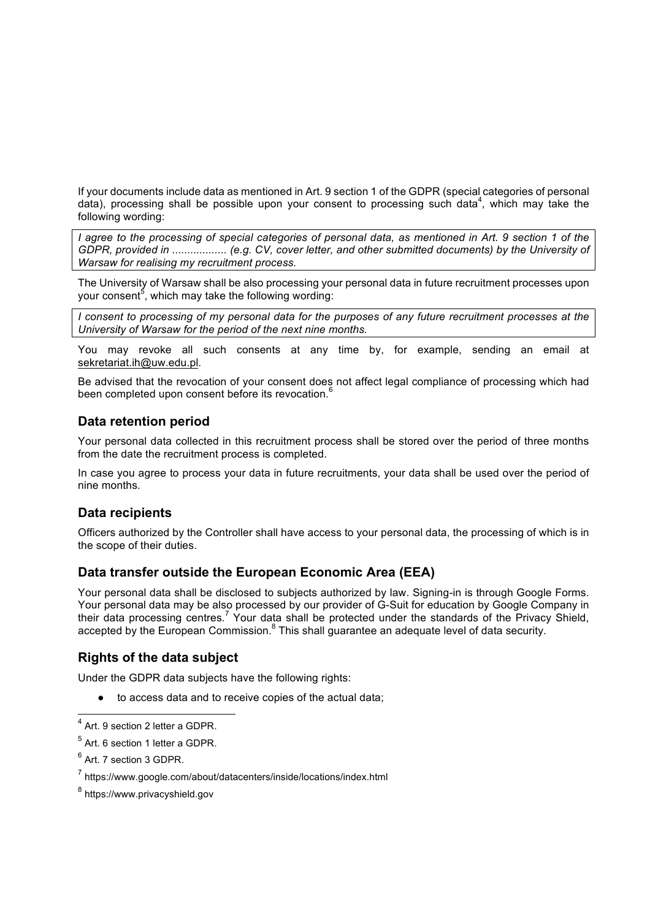If your documents include data as mentioned in Art. 9 section 1 of the GDPR (special categories of personal data), processing shall be possible upon your consent to processing such data[4], which may take the following wording:

> *I agree to the processing of special categories of personal data, as mentioned in Art. 9 section 1 of the GDPR, provided in .................. (e.g. CV, cover letter, and other submitted documents) by the University of Warsaw for realising my recruitment process.*

The University of Warsaw shall be also processing your personal data in future recruitment processes upon your consent[5], which may take the following wording:

> *I consent to processing of my personal data for the purposes of any future recruitment processes at the University of Warsaw for the period of the next nine months.*

You may revoke all such consents at any time by, for example, sending an email at sekretariat.ih@uw.edu.pl.

Be advised that the revocation of your consent does not affect legal compliance of processing which had been completed upon consent before its revocation.[6]

## Data retention period

Your personal data collected in this recruitment process shall be stored over the period of three months from the date the recruitment process is completed.

In case you agree to process your data in future recruitments, your data shall be used over the period of nine months.

## Data recipients

Officers authorized by the Controller shall have access to your personal data, the processing of which is in the scope of their duties.

## Data transfer outside the European Economic Area (EEA)

Your personal data shall be disclosed to subjects authorized by law. Signing-in is through Google Forms. Your personal data may be also processed by our provider of G-Suit for education by Google Company in their data processing centres.[7] Your data shall be protected under the standards of the Privacy Shield, accepted by the European Commission.[8] This shall guarantee an adequate level of data security.

## Rights of the data subject

Under the GDPR data subjects have the following rights:

- to access data and to receive copies of the actual data;

---

[4] Art. 9 section 2 letter a GDPR.

[5] Art. 6 section 1 letter a GDPR.

[6] Art. 7 section 3 GDPR.

[7] https://www.google.com/about/datacenters/inside/locations/index.html

[8] https://www.privacyshield.gov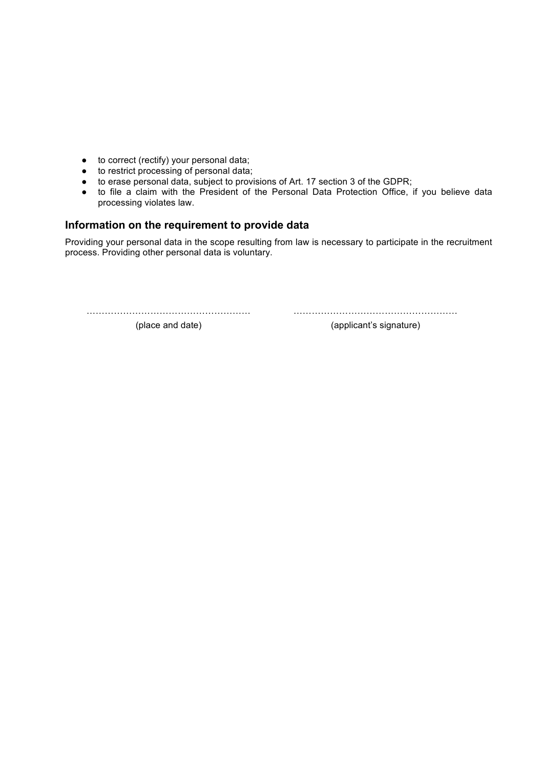- to correct (rectify) your personal data;
- to restrict processing of personal data;
- to erase personal data, subject to provisions of Art. 17 section 3 of the GDPR;
- to file a claim with the President of the Personal Data Protection Office, if you believe data processing violates law.

## Information on the requirement to provide data

Providing your personal data in the scope resulting from law is necessary to participate in the recruitment process. Providing other personal data is voluntary.

……………………………………………… ………………………………………………

(place and date) (applicant's signature)